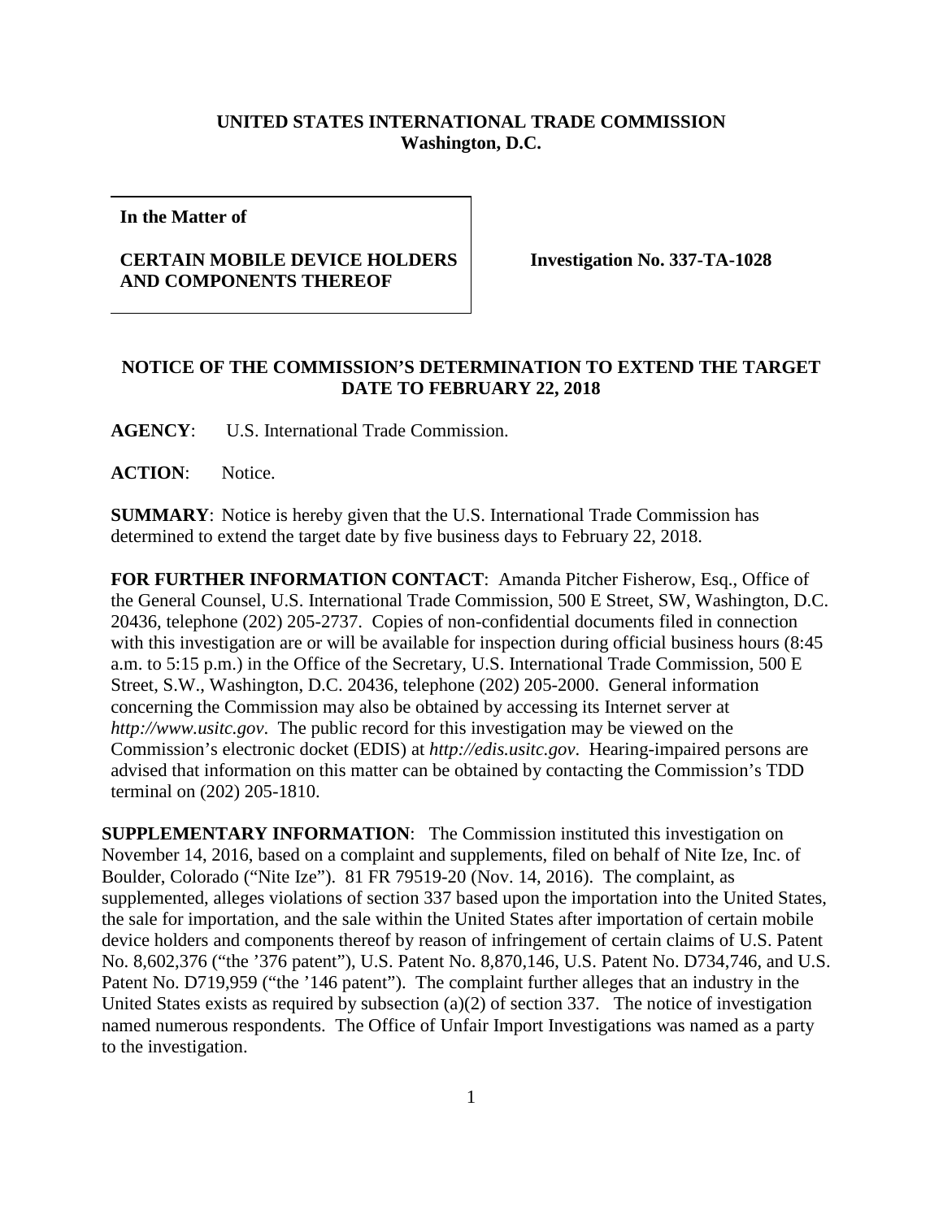**UNITED STATES INTERNATIONAL TRADE COMMISSION**
**Washington, D.C.**

| **In the Matter of**<br><br>**CERTAIN MOBILE DEVICE HOLDERS AND COMPONENTS THEREOF** | **Investigation No. 337-TA-1028** |
|---|---|

## NOTICE OF THE COMMISSION'S DETERMINATION TO EXTEND THE TARGET DATE TO FEBRUARY 22, 2018

**AGENCY**: U.S. International Trade Commission.

**ACTION**: Notice.

**SUMMARY**: Notice is hereby given that the U.S. International Trade Commission has determined to extend the target date by five business days to February 22, 2018.

**FOR FURTHER INFORMATION CONTACT**: Amanda Pitcher Fisherow, Esq., Office of the General Counsel, U.S. International Trade Commission, 500 E Street, SW, Washington, D.C. 20436, telephone (202) 205-2737. Copies of non-confidential documents filed in connection with this investigation are or will be available for inspection during official business hours (8:45 a.m. to 5:15 p.m.) in the Office of the Secretary, U.S. International Trade Commission, 500 E Street, S.W., Washington, D.C. 20436, telephone (202) 205-2000. General information concerning the Commission may also be obtained by accessing its Internet server at *http://www.usitc.gov*. The public record for this investigation may be viewed on the Commission's electronic docket (EDIS) at *http://edis.usitc.gov*. Hearing-impaired persons are advised that information on this matter can be obtained by contacting the Commission's TDD terminal on (202) 205-1810.

**SUPPLEMENTARY INFORMATION**: The Commission instituted this investigation on November 14, 2016, based on a complaint and supplements, filed on behalf of Nite Ize, Inc. of Boulder, Colorado ("Nite Ize"). 81 FR 79519-20 (Nov. 14, 2016). The complaint, as supplemented, alleges violations of section 337 based upon the importation into the United States, the sale for importation, and the sale within the United States after importation of certain mobile device holders and components thereof by reason of infringement of certain claims of U.S. Patent No. 8,602,376 ("the '376 patent"), U.S. Patent No. 8,870,146, U.S. Patent No. D734,746, and U.S. Patent No. D719,959 ("the '146 patent"). The complaint further alleges that an industry in the United States exists as required by subsection (a)(2) of section 337. The notice of investigation named numerous respondents. The Office of Unfair Import Investigations was named as a party to the investigation.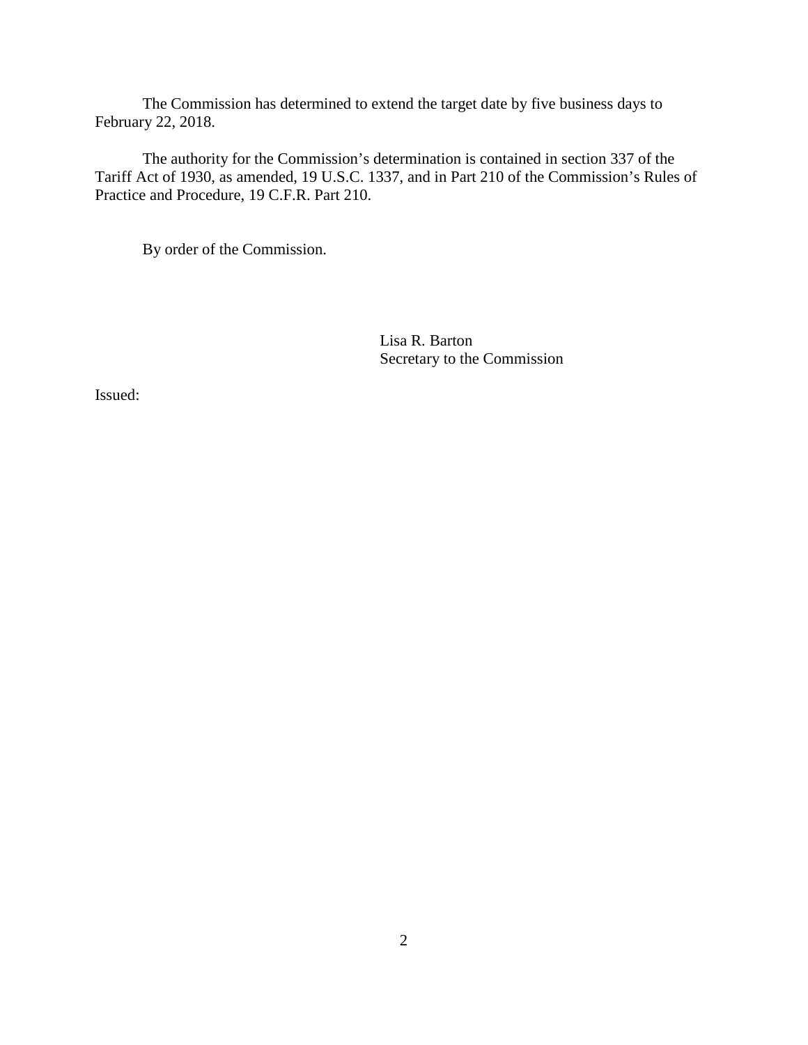The Commission has determined to extend the target date by five business days to February 22, 2018.

The authority for the Commission's determination is contained in section 337 of the Tariff Act of 1930, as amended, 19 U.S.C. 1337, and in Part 210 of the Commission's Rules of Practice and Procedure, 19 C.F.R. Part 210.

By order of the Commission.

Lisa R. Barton
Secretary to the Commission

Issued: